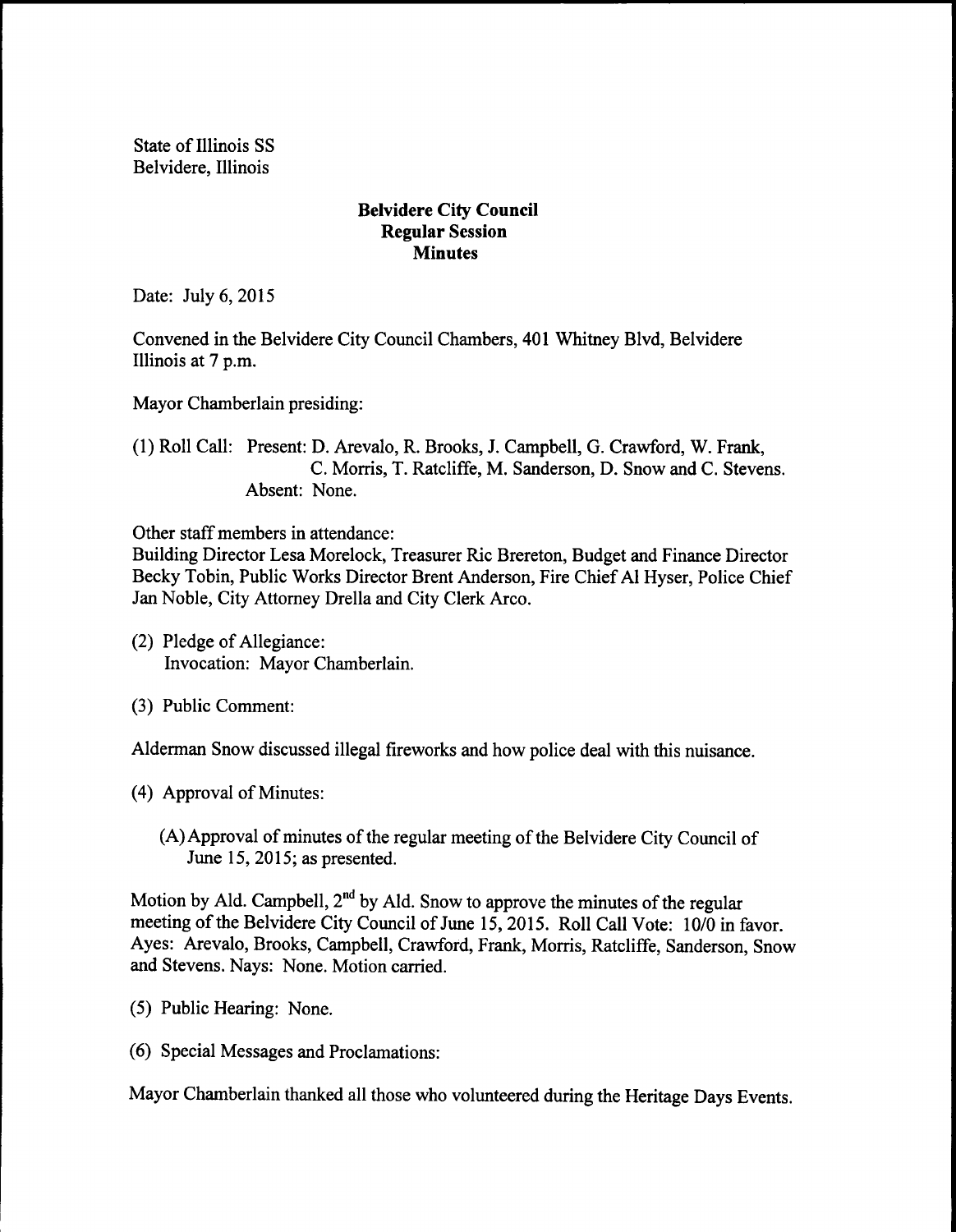State of Illinois SS
Belvidere, Illinois

**Belvidere City Council**
**Regular Session**
**Minutes**

Date: July 6, 2015

Convened in the Belvidere City Council Chambers, 401 Whitney Blvd, Belvidere Illinois at 7 p.m.

Mayor Chamberlain presiding:

(1) Roll Call: Present: D. Arevalo, R. Brooks, J. Campbell, G. Crawford, W. Frank, C. Morris, T. Ratcliffe, M. Sanderson, D. Snow and C. Stevens.
Absent: None.

Other staff members in attendance:
Building Director Lesa Morelock, Treasurer Ric Brereton, Budget and Finance Director Becky Tobin, Public Works Director Brent Anderson, Fire Chief Al Hyser, Police Chief Jan Noble, City Attorney Drella and City Clerk Arco.

(2) Pledge of Allegiance:
Invocation: Mayor Chamberlain.

(3) Public Comment:

Alderman Snow discussed illegal fireworks and how police deal with this nuisance.

(4) Approval of Minutes:

(A) Approval of minutes of the regular meeting of the Belvidere City Council of June 15, 2015; as presented.

Motion by Ald. Campbell, 2nd by Ald. Snow to approve the minutes of the regular meeting of the Belvidere City Council of June 15, 2015. Roll Call Vote: 10/0 in favor. Ayes: Arevalo, Brooks, Campbell, Crawford, Frank, Morris, Ratcliffe, Sanderson, Snow and Stevens. Nays: None. Motion carried.

(5) Public Hearing: None.

(6) Special Messages and Proclamations:

Mayor Chamberlain thanked all those who volunteered during the Heritage Days Events.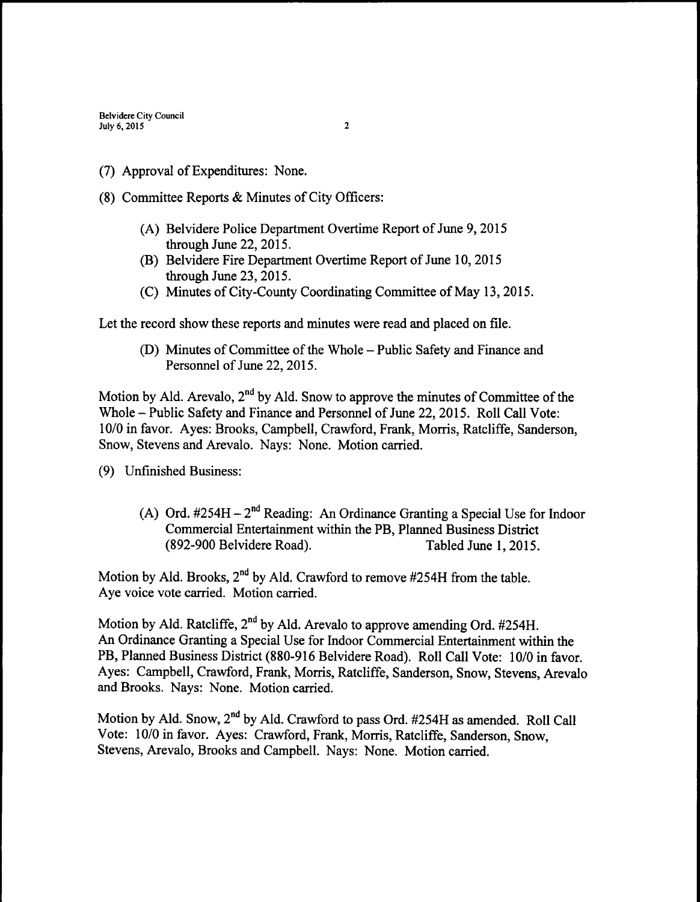(7) Approval of Expenditures: None.

(8) Committee Reports & Minutes of City Officers:

(A) Belvidere Police Department Overtime Report of June 9, 2015 through June 22, 2015.
(B) Belvidere Fire Department Overtime Report of June 10, 2015 through June 23, 2015.
(C) Minutes of City-County Coordinating Committee of May 13, 2015.

Let the record show these reports and minutes were read and placed on file.

(D) Minutes of Committee of the Whole – Public Safety and Finance and Personnel of June 22, 2015.

Motion by Ald. Arevalo, 2nd by Ald. Snow to approve the minutes of Committee of the Whole – Public Safety and Finance and Personnel of June 22, 2015. Roll Call Vote: 10/0 in favor. Ayes: Brooks, Campbell, Crawford, Frank, Morris, Ratcliffe, Sanderson, Snow, Stevens and Arevalo. Nays: None. Motion carried.

(9) Unfinished Business:

(A) Ord. #254H – 2nd Reading: An Ordinance Granting a Special Use for Indoor Commercial Entertainment within the PB, Planned Business District (892-900 Belvidere Road). Tabled June 1, 2015.

Motion by Ald. Brooks, 2nd by Ald. Crawford to remove #254H from the table. Aye voice vote carried. Motion carried.

Motion by Ald. Ratcliffe, 2nd by Ald. Arevalo to approve amending Ord. #254H. An Ordinance Granting a Special Use for Indoor Commercial Entertainment within the PB, Planned Business District (880-916 Belvidere Road). Roll Call Vote: 10/0 in favor. Ayes: Campbell, Crawford, Frank, Morris, Ratcliffe, Sanderson, Snow, Stevens, Arevalo and Brooks. Nays: None. Motion carried.

Motion by Ald. Snow, 2nd by Ald. Crawford to pass Ord. #254H as amended. Roll Call Vote: 10/0 in favor. Ayes: Crawford, Frank, Morris, Ratcliffe, Sanderson, Snow, Stevens, Arevalo, Brooks and Campbell. Nays: None. Motion carried.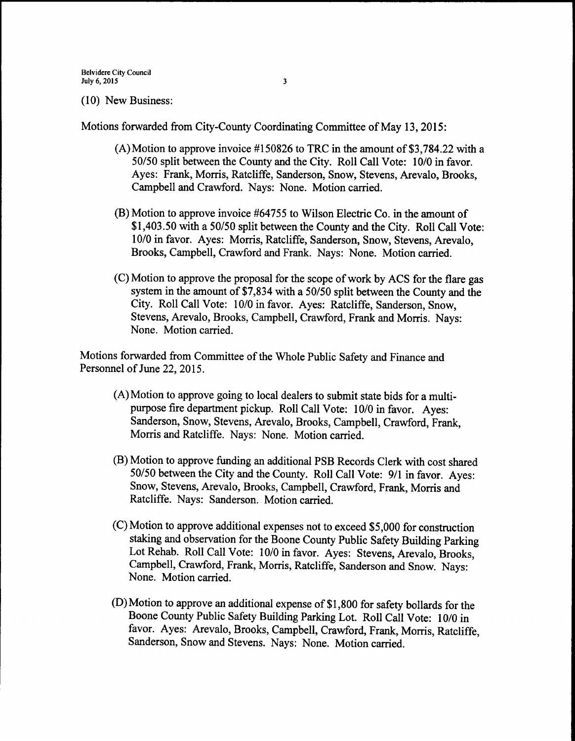(10) New Business:

Motions forwarded from City-County Coordinating Committee of May 13, 2015:

(A) Motion to approve invoice #150826 to TRC in the amount of $3,784.22 with a 50/50 split between the County and the City. Roll Call Vote: 10/0 in favor. Ayes: Frank, Morris, Ratcliffe, Sanderson, Snow, Stevens, Arevalo, Brooks, Campbell and Crawford. Nays: None. Motion carried.

(B) Motion to approve invoice #64755 to Wilson Electric Co. in the amount of $1,403.50 with a 50/50 split between the County and the City. Roll Call Vote: 10/0 in favor. Ayes: Morris, Ratcliffe, Sanderson, Snow, Stevens, Arevalo, Brooks, Campbell, Crawford and Frank. Nays: None. Motion carried.

(C) Motion to approve the proposal for the scope of work by ACS for the flare gas system in the amount of $7,834 with a 50/50 split between the County and the City. Roll Call Vote: 10/0 in favor. Ayes: Ratcliffe, Sanderson, Snow, Stevens, Arevalo, Brooks, Campbell, Crawford, Frank and Morris. Nays: None. Motion carried.

Motions forwarded from Committee of the Whole Public Safety and Finance and Personnel of June 22, 2015.

(A) Motion to approve going to local dealers to submit state bids for a multi-purpose fire department pickup. Roll Call Vote: 10/0 in favor. Ayes: Sanderson, Snow, Stevens, Arevalo, Brooks, Campbell, Crawford, Frank, Morris and Ratcliffe. Nays: None. Motion carried.

(B) Motion to approve funding an additional PSB Records Clerk with cost shared 50/50 between the City and the County. Roll Call Vote: 9/1 in favor. Ayes: Snow, Stevens, Arevalo, Brooks, Campbell, Crawford, Frank, Morris and Ratcliffe. Nays: Sanderson. Motion carried.

(C) Motion to approve additional expenses not to exceed $5,000 for construction staking and observation for the Boone County Public Safety Building Parking Lot Rehab. Roll Call Vote: 10/0 in favor. Ayes: Stevens, Arevalo, Brooks, Campbell, Crawford, Frank, Morris, Ratcliffe, Sanderson and Snow. Nays: None. Motion carried.

(D) Motion to approve an additional expense of $1,800 for safety bollards for the Boone County Public Safety Building Parking Lot. Roll Call Vote: 10/0 in favor. Ayes: Arevalo, Brooks, Campbell, Crawford, Frank, Morris, Ratcliffe, Sanderson, Snow and Stevens. Nays: None. Motion carried.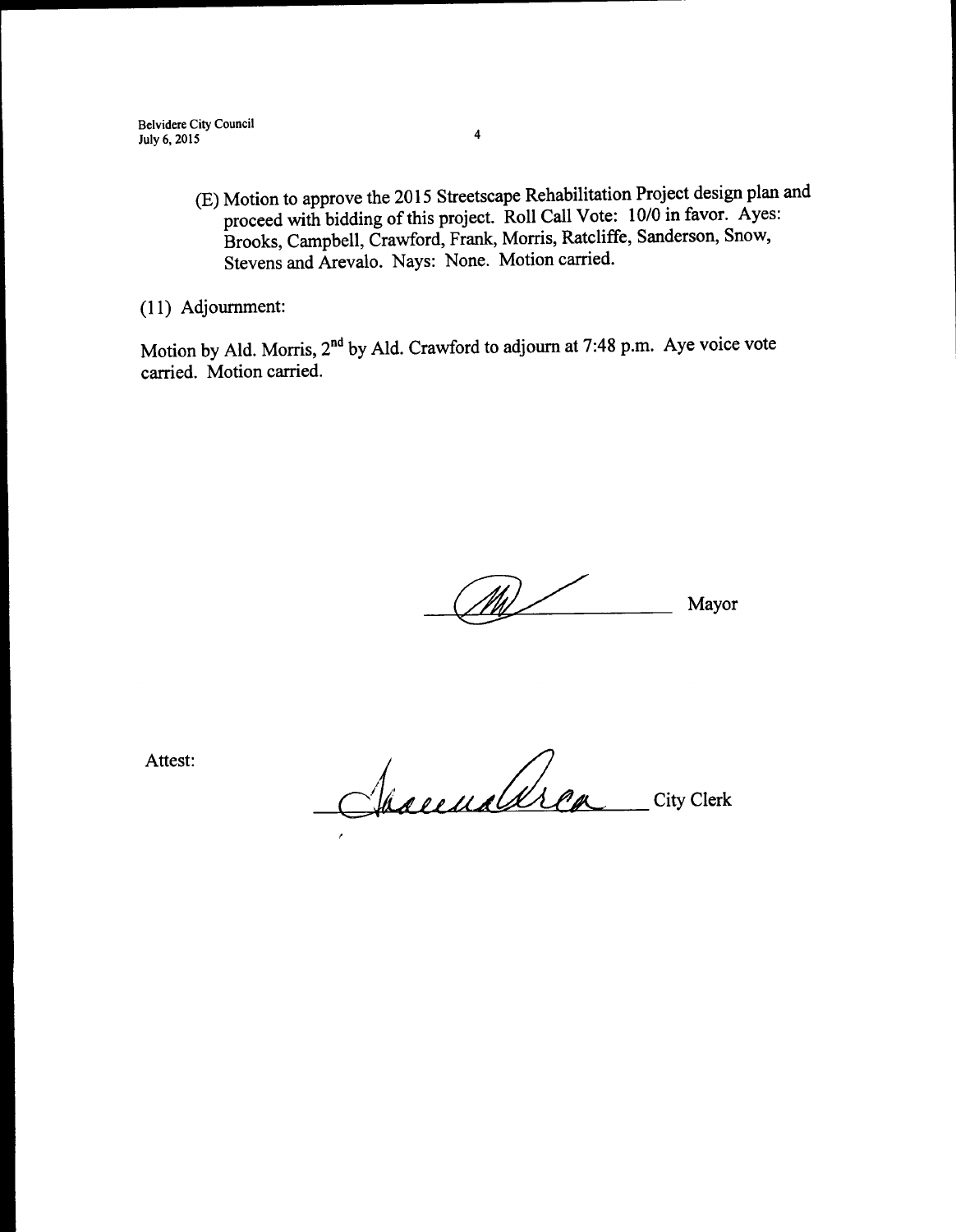(E) Motion to approve the 2015 Streetscape Rehabilitation Project design plan and proceed with bidding of this project. Roll Call Vote: 10/0 in favor. Ayes: Brooks, Campbell, Crawford, Frank, Morris, Ratcliffe, Sanderson, Snow, Stevens and Arevalo. Nays: None. Motion carried.

(11) Adjournment:

Motion by Ald. Morris, 2nd by Ald. Crawford to adjourn at 7:48 p.m. Aye voice vote carried. Motion carried.

\_\_\_\_\_\_\_\_\_\_\_\_\_\_\_\_\_\_\_\_ Mayor

Attest:

\_\_\_\_\_\_\_\_\_\_\_\_\_\_\_\_\_\_\_\_ City Clerk